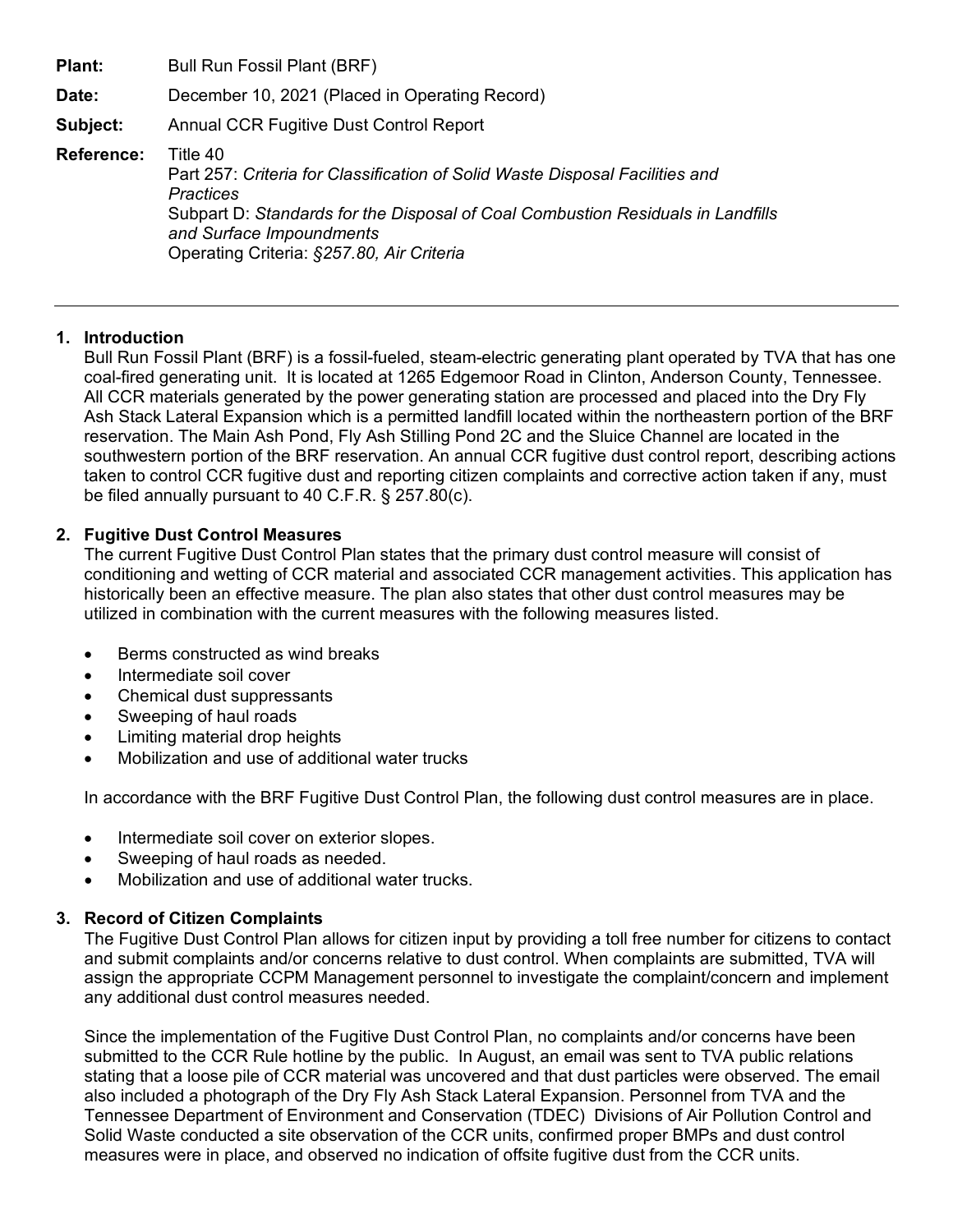**Plant:** Bull Run Fossil Plant (BRF)

**Date:** December 10, 2021 (Placed in Operating Record)

**Subject:** Annual CCR Fugitive Dust Control Report

**Reference:** Title 40
Part 257: *Criteria for Classification of Solid Waste Disposal Facilities and Practices*
Subpart D: *Standards for the Disposal of Coal Combustion Residuals in Landfills and Surface Impoundments*
Operating Criteria: *§257.80, Air Criteria*

---

## 1. Introduction

Bull Run Fossil Plant (BRF) is a fossil-fueled, steam-electric generating plant operated by TVA that has one coal-fired generating unit. It is located at 1265 Edgemoor Road in Clinton, Anderson County, Tennessee. All CCR materials generated by the power generating station are processed and placed into the Dry Fly Ash Stack Lateral Expansion which is a permitted landfill located within the northeastern portion of the BRF reservation. The Main Ash Pond, Fly Ash Stilling Pond 2C and the Sluice Channel are located in the southwestern portion of the BRF reservation. An annual CCR fugitive dust control report, describing actions taken to control CCR fugitive dust and reporting citizen complaints and corrective action taken if any, must be filed annually pursuant to 40 C.F.R. § 257.80(c).

## 2. Fugitive Dust Control Measures

The current Fugitive Dust Control Plan states that the primary dust control measure will consist of conditioning and wetting of CCR material and associated CCR management activities. This application has historically been an effective measure. The plan also states that other dust control measures may be utilized in combination with the current measures with the following measures listed.

- Berms constructed as wind breaks
- Intermediate soil cover
- Chemical dust suppressants
- Sweeping of haul roads
- Limiting material drop heights
- Mobilization and use of additional water trucks

In accordance with the BRF Fugitive Dust Control Plan, the following dust control measures are in place.

- Intermediate soil cover on exterior slopes.
- Sweeping of haul roads as needed.
- Mobilization and use of additional water trucks.

## 3. Record of Citizen Complaints

The Fugitive Dust Control Plan allows for citizen input by providing a toll free number for citizens to contact and submit complaints and/or concerns relative to dust control. When complaints are submitted, TVA will assign the appropriate CCPM Management personnel to investigate the complaint/concern and implement any additional dust control measures needed.

Since the implementation of the Fugitive Dust Control Plan, no complaints and/or concerns have been submitted to the CCR Rule hotline by the public. In August, an email was sent to TVA public relations stating that a loose pile of CCR material was uncovered and that dust particles were observed. The email also included a photograph of the Dry Fly Ash Stack Lateral Expansion. Personnel from TVA and the Tennessee Department of Environment and Conservation (TDEC) Divisions of Air Pollution Control and Solid Waste conducted a site observation of the CCR units, confirmed proper BMPs and dust control measures were in place, and observed no indication of offsite fugitive dust from the CCR units.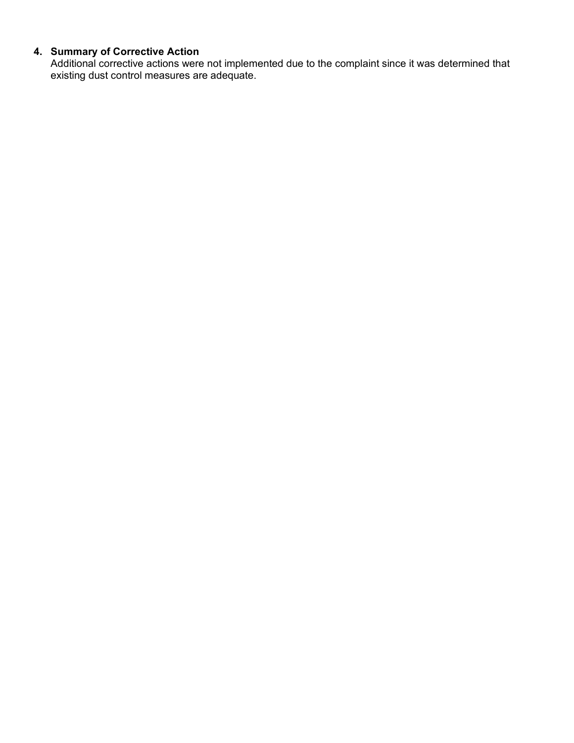4. **Summary of Corrective Action**
   Additional corrective actions were not implemented due to the complaint since it was determined that existing dust control measures are adequate.